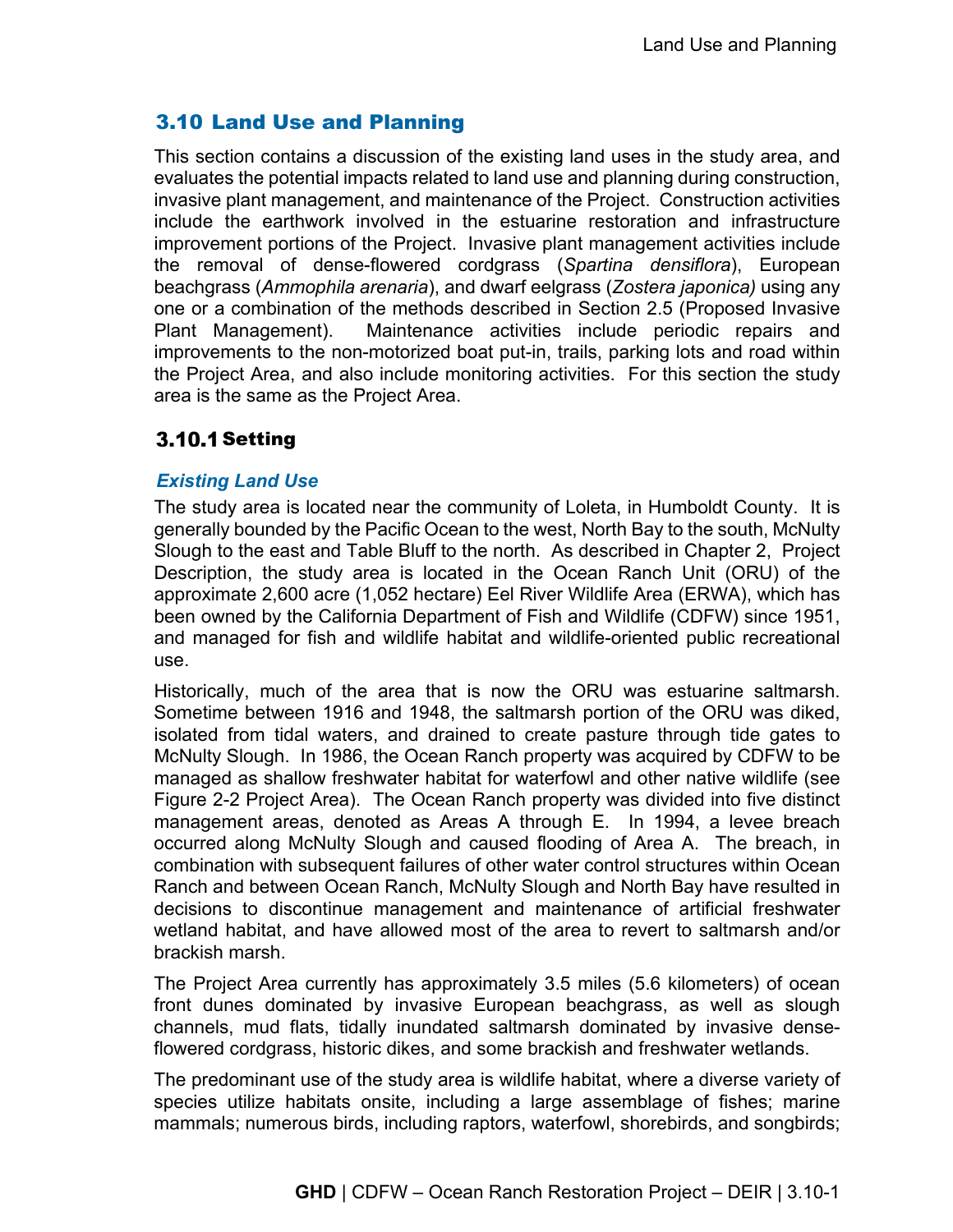## 3.10 Land Use and Planning

This section contains a discussion of the existing land uses in the study area, and evaluates the potential impacts related to land use and planning during construction, invasive plant management, and maintenance of the Project. Construction activities include the earthwork involved in the estuarine restoration and infrastructure improvement portions of the Project. Invasive plant management activities include the removal of dense-flowered cordgrass (*Spartina densiflora*), European beachgrass (*Ammophila arenaria*), and dwarf eelgrass (*Zostera japonica)* using any one or a combination of the methods described in Section 2.5 (Proposed Invasive Plant Management). Maintenance activities include periodic repairs and improvements to the non-motorized boat put-in, trails, parking lots and road within the Project Area, and also include monitoring activities. For this section the study area is the same as the Project Area.

### 3.10.1 Setting

#### *Existing Land Use*

The study area is located near the community of Loleta, in Humboldt County. It is generally bounded by the Pacific Ocean to the west, North Bay to the south, McNulty Slough to the east and Table Bluff to the north. As described in Chapter 2, Project Description, the study area is located in the Ocean Ranch Unit (ORU) of the approximate 2,600 acre (1,052 hectare) Eel River Wildlife Area (ERWA), which has been owned by the California Department of Fish and Wildlife (CDFW) since 1951, and managed for fish and wildlife habitat and wildlife-oriented public recreational use.

Historically, much of the area that is now the ORU was estuarine saltmarsh. Sometime between 1916 and 1948, the saltmarsh portion of the ORU was diked, isolated from tidal waters, and drained to create pasture through tide gates to McNulty Slough. In 1986, the Ocean Ranch property was acquired by CDFW to be managed as shallow freshwater habitat for waterfowl and other native wildlife (see Figure 2-2 Project Area). The Ocean Ranch property was divided into five distinct management areas, denoted as Areas A through E. In 1994, a levee breach occurred along McNulty Slough and caused flooding of Area A. The breach, in combination with subsequent failures of other water control structures within Ocean Ranch and between Ocean Ranch, McNulty Slough and North Bay have resulted in decisions to discontinue management and maintenance of artificial freshwater wetland habitat, and have allowed most of the area to revert to saltmarsh and/or brackish marsh.

The Project Area currently has approximately 3.5 miles (5.6 kilometers) of ocean front dunes dominated by invasive European beachgrass, as well as slough channels, mud flats, tidally inundated saltmarsh dominated by invasive dense-flowered cordgrass, historic dikes, and some brackish and freshwater wetlands.

The predominant use of the study area is wildlife habitat, where a diverse variety of species utilize habitats onsite, including a large assemblage of fishes; marine mammals; numerous birds, including raptors, waterfowl, shorebirds, and songbirds;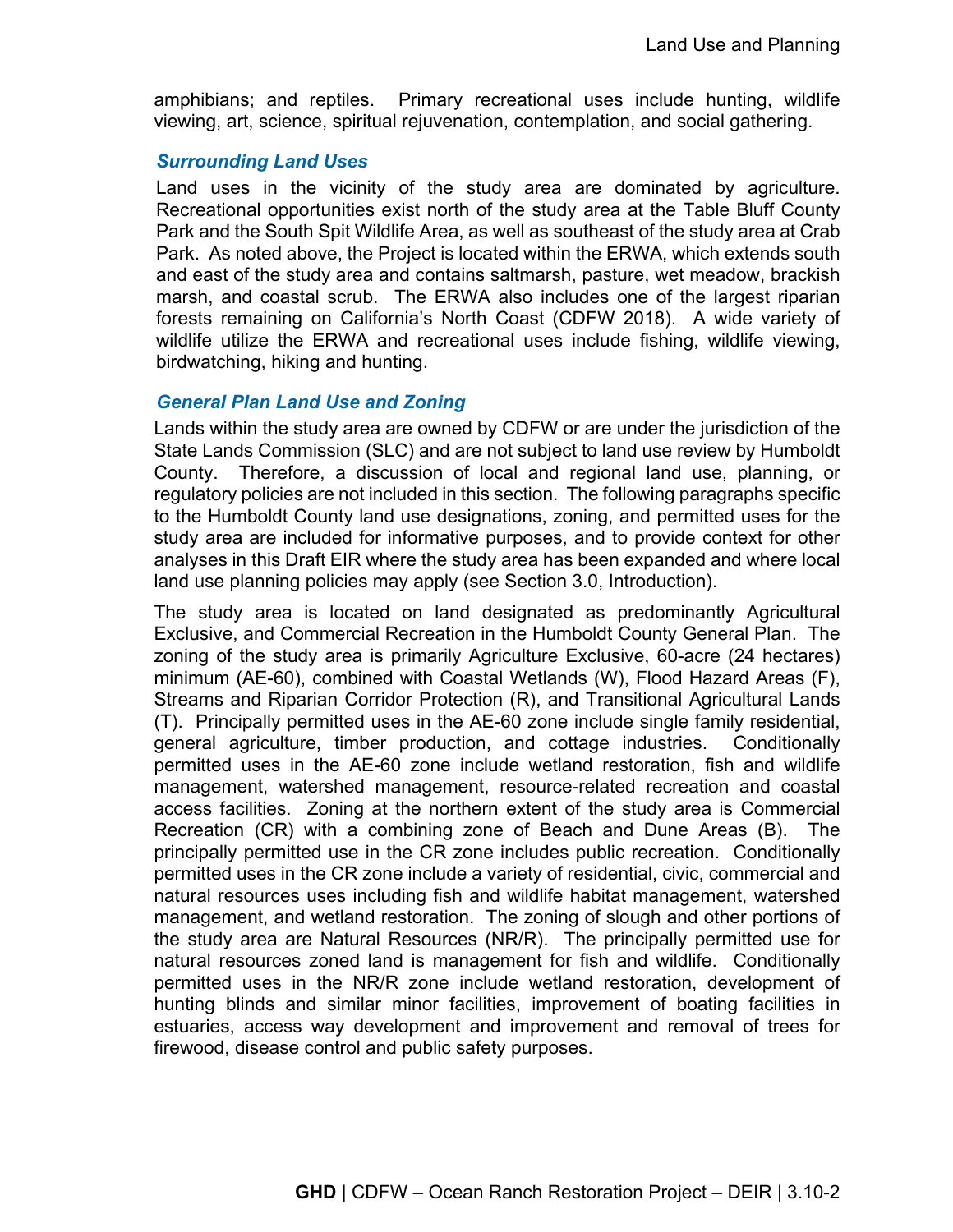amphibians; and reptiles. Primary recreational uses include hunting, wildlife viewing, art, science, spiritual rejuvenation, contemplation, and social gathering.

### *Surrounding Land Uses*

Land uses in the vicinity of the study area are dominated by agriculture. Recreational opportunities exist north of the study area at the Table Bluff County Park and the South Spit Wildlife Area, as well as southeast of the study area at Crab Park. As noted above, the Project is located within the ERWA, which extends south and east of the study area and contains saltmarsh, pasture, wet meadow, brackish marsh, and coastal scrub. The ERWA also includes one of the largest riparian forests remaining on California's North Coast (CDFW 2018). A wide variety of wildlife utilize the ERWA and recreational uses include fishing, wildlife viewing, birdwatching, hiking and hunting.

### *General Plan Land Use and Zoning*

Lands within the study area are owned by CDFW or are under the jurisdiction of the State Lands Commission (SLC) and are not subject to land use review by Humboldt County. Therefore, a discussion of local and regional land use, planning, or regulatory policies are not included in this section. The following paragraphs specific to the Humboldt County land use designations, zoning, and permitted uses for the study area are included for informative purposes, and to provide context for other analyses in this Draft EIR where the study area has been expanded and where local land use planning policies may apply (see Section 3.0, Introduction).

The study area is located on land designated as predominantly Agricultural Exclusive, and Commercial Recreation in the Humboldt County General Plan. The zoning of the study area is primarily Agriculture Exclusive, 60-acre (24 hectares) minimum (AE-60), combined with Coastal Wetlands (W), Flood Hazard Areas (F), Streams and Riparian Corridor Protection (R), and Transitional Agricultural Lands (T). Principally permitted uses in the AE-60 zone include single family residential, general agriculture, timber production, and cottage industries. Conditionally permitted uses in the AE-60 zone include wetland restoration, fish and wildlife management, watershed management, resource-related recreation and coastal access facilities. Zoning at the northern extent of the study area is Commercial Recreation (CR) with a combining zone of Beach and Dune Areas (B). The principally permitted use in the CR zone includes public recreation. Conditionally permitted uses in the CR zone include a variety of residential, civic, commercial and natural resources uses including fish and wildlife habitat management, watershed management, and wetland restoration. The zoning of slough and other portions of the study area are Natural Resources (NR/R). The principally permitted use for natural resources zoned land is management for fish and wildlife. Conditionally permitted uses in the NR/R zone include wetland restoration, development of hunting blinds and similar minor facilities, improvement of boating facilities in estuaries, access way development and improvement and removal of trees for firewood, disease control and public safety purposes.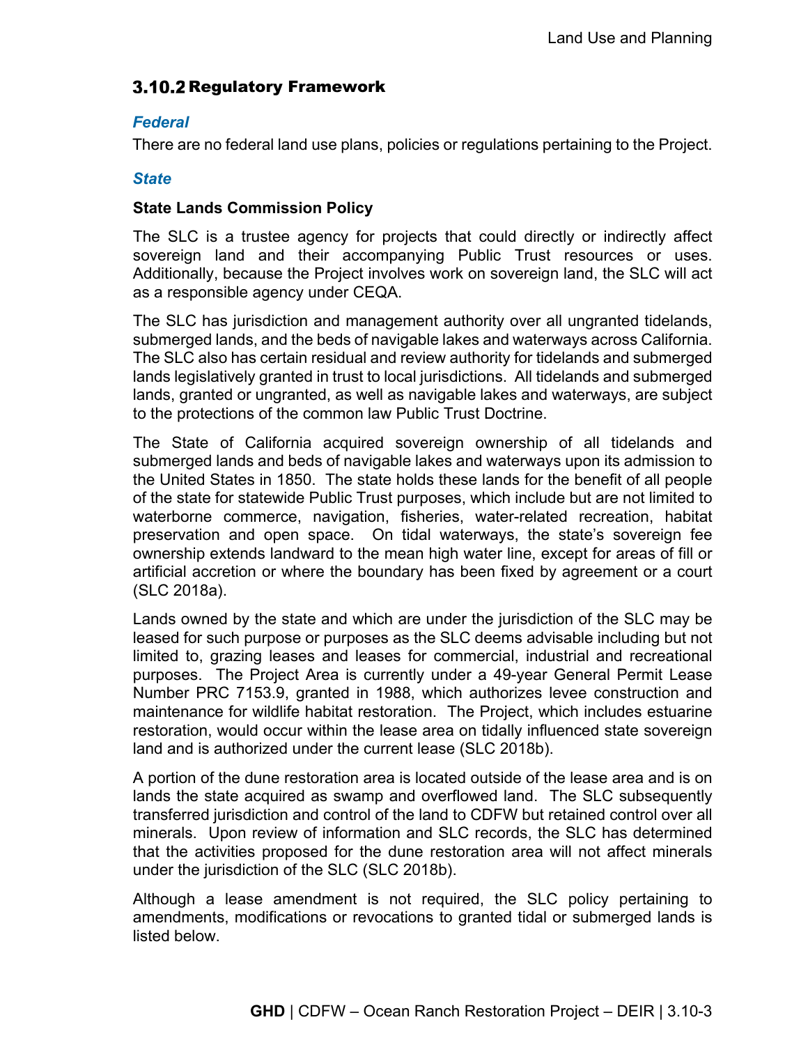## 3.10.2 Regulatory Framework

### *Federal*

There are no federal land use plans, policies or regulations pertaining to the Project.

### *State*

#### State Lands Commission Policy

The SLC is a trustee agency for projects that could directly or indirectly affect sovereign land and their accompanying Public Trust resources or uses. Additionally, because the Project involves work on sovereign land, the SLC will act as a responsible agency under CEQA.

The SLC has jurisdiction and management authority over all ungranted tidelands, submerged lands, and the beds of navigable lakes and waterways across California. The SLC also has certain residual and review authority for tidelands and submerged lands legislatively granted in trust to local jurisdictions. All tidelands and submerged lands, granted or ungranted, as well as navigable lakes and waterways, are subject to the protections of the common law Public Trust Doctrine.

The State of California acquired sovereign ownership of all tidelands and submerged lands and beds of navigable lakes and waterways upon its admission to the United States in 1850. The state holds these lands for the benefit of all people of the state for statewide Public Trust purposes, which include but are not limited to waterborne commerce, navigation, fisheries, water-related recreation, habitat preservation and open space. On tidal waterways, the state's sovereign fee ownership extends landward to the mean high water line, except for areas of fill or artificial accretion or where the boundary has been fixed by agreement or a court (SLC 2018a).

Lands owned by the state and which are under the jurisdiction of the SLC may be leased for such purpose or purposes as the SLC deems advisable including but not limited to, grazing leases and leases for commercial, industrial and recreational purposes. The Project Area is currently under a 49-year General Permit Lease Number PRC 7153.9, granted in 1988, which authorizes levee construction and maintenance for wildlife habitat restoration. The Project, which includes estuarine restoration, would occur within the lease area on tidally influenced state sovereign land and is authorized under the current lease (SLC 2018b).

A portion of the dune restoration area is located outside of the lease area and is on lands the state acquired as swamp and overflowed land. The SLC subsequently transferred jurisdiction and control of the land to CDFW but retained control over all minerals. Upon review of information and SLC records, the SLC has determined that the activities proposed for the dune restoration area will not affect minerals under the jurisdiction of the SLC (SLC 2018b).

Although a lease amendment is not required, the SLC policy pertaining to amendments, modifications or revocations to granted tidal or submerged lands is listed below.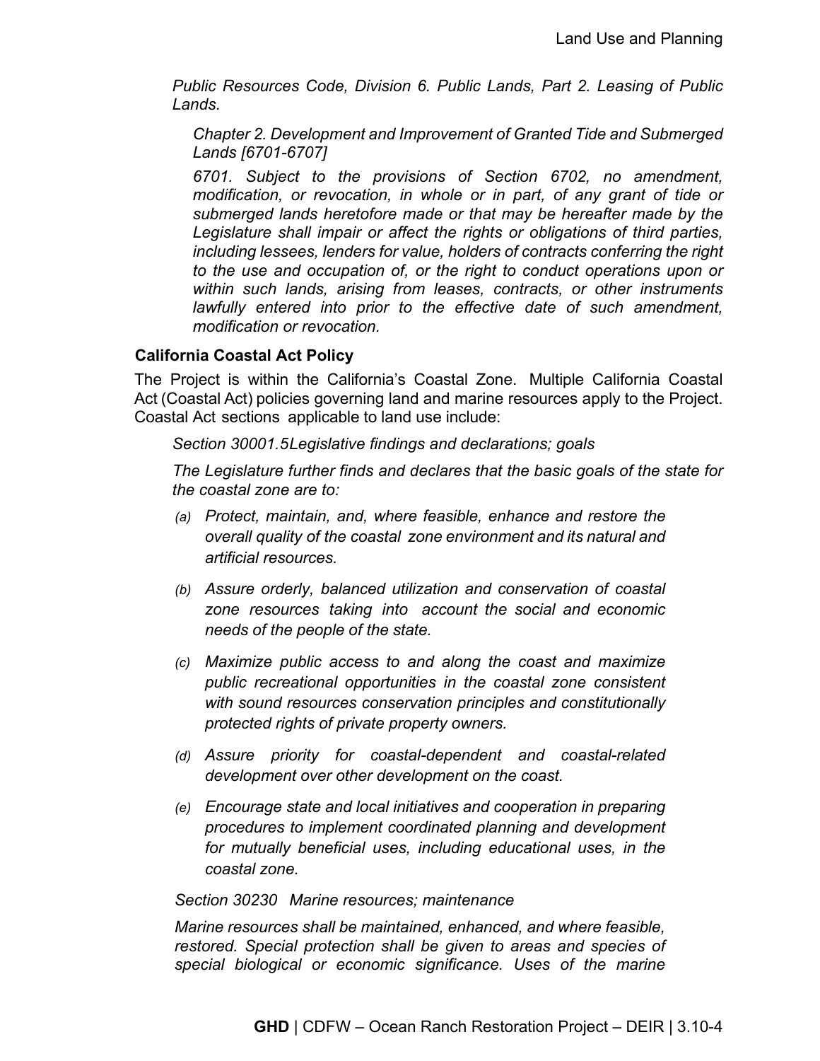*Public Resources Code, Division 6. Public Lands, Part 2. Leasing of Public Lands.*

*Chapter 2. Development and Improvement of Granted Tide and Submerged Lands [6701-6707]*

*6701. Subject to the provisions of Section 6702, no amendment, modification, or revocation, in whole or in part, of any grant of tide or submerged lands heretofore made or that may be hereafter made by the Legislature shall impair or affect the rights or obligations of third parties, including lessees, lenders for value, holders of contracts conferring the right to the use and occupation of, or the right to conduct operations upon or within such lands, arising from leases, contracts, or other instruments lawfully entered into prior to the effective date of such amendment, modification or revocation.*

**California Coastal Act Policy**

The Project is within the California's Coastal Zone. Multiple California Coastal Act (Coastal Act) policies governing land and marine resources apply to the Project. Coastal Act sections applicable to land use include:

*Section 30001.5Legislative findings and declarations; goals*

*The Legislature further finds and declares that the basic goals of the state for the coastal zone are to:*

- *(a) Protect, maintain, and, where feasible, enhance and restore the overall quality of the coastal zone environment and its natural and artificial resources.*
- *(b) Assure orderly, balanced utilization and conservation of coastal zone resources taking into account the social and economic needs of the people of the state.*
- *(c) Maximize public access to and along the coast and maximize public recreational opportunities in the coastal zone consistent with sound resources conservation principles and constitutionally protected rights of private property owners.*
- *(d) Assure priority for coastal-dependent and coastal-related development over other development on the coast.*
- *(e) Encourage state and local initiatives and cooperation in preparing procedures to implement coordinated planning and development for mutually beneficial uses, including educational uses, in the coastal zone.*

*Section 30230 Marine resources; maintenance*

*Marine resources shall be maintained, enhanced, and where feasible, restored. Special protection shall be given to areas and species of special biological or economic significance. Uses of the marine*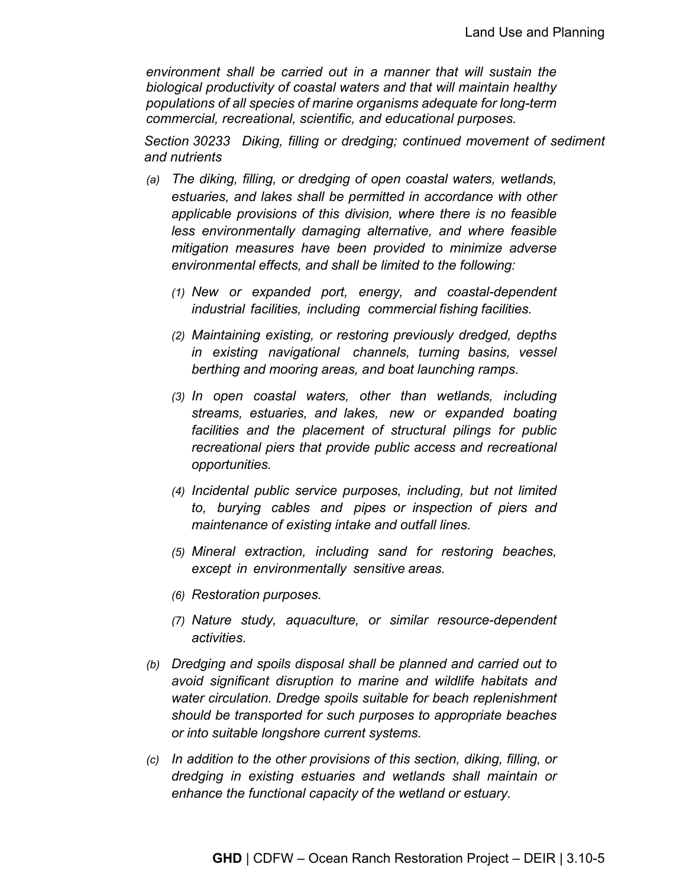*environment shall be carried out in a manner that will sustain the biological productivity of coastal waters and that will maintain healthy populations of all species of marine organisms adequate for long-term commercial, recreational, scientific, and educational purposes.*

*Section 30233 Diking, filling or dredging; continued movement of sediment and nutrients*

*(a) The diking, filling, or dredging of open coastal waters, wetlands, estuaries, and lakes shall be permitted in accordance with other applicable provisions of this division, where there is no feasible less environmentally damaging alternative, and where feasible mitigation measures have been provided to minimize adverse environmental effects, and shall be limited to the following:*

*(1) New or expanded port, energy, and coastal-dependent industrial facilities, including commercial fishing facilities.*

*(2) Maintaining existing, or restoring previously dredged, depths in existing navigational channels, turning basins, vessel berthing and mooring areas, and boat launching ramps.*

*(3) In open coastal waters, other than wetlands, including streams, estuaries, and lakes, new or expanded boating facilities and the placement of structural pilings for public recreational piers that provide public access and recreational opportunities.*

*(4) Incidental public service purposes, including, but not limited to, burying cables and pipes or inspection of piers and maintenance of existing intake and outfall lines.*

*(5) Mineral extraction, including sand for restoring beaches, except in environmentally sensitive areas.*

*(6) Restoration purposes.*

*(7) Nature study, aquaculture, or similar resource-dependent activities.*

*(b) Dredging and spoils disposal shall be planned and carried out to avoid significant disruption to marine and wildlife habitats and water circulation. Dredge spoils suitable for beach replenishment should be transported for such purposes to appropriate beaches or into suitable longshore current systems.*

*(c) In addition to the other provisions of this section, diking, filling, or dredging in existing estuaries and wetlands shall maintain or enhance the functional capacity of the wetland or estuary.*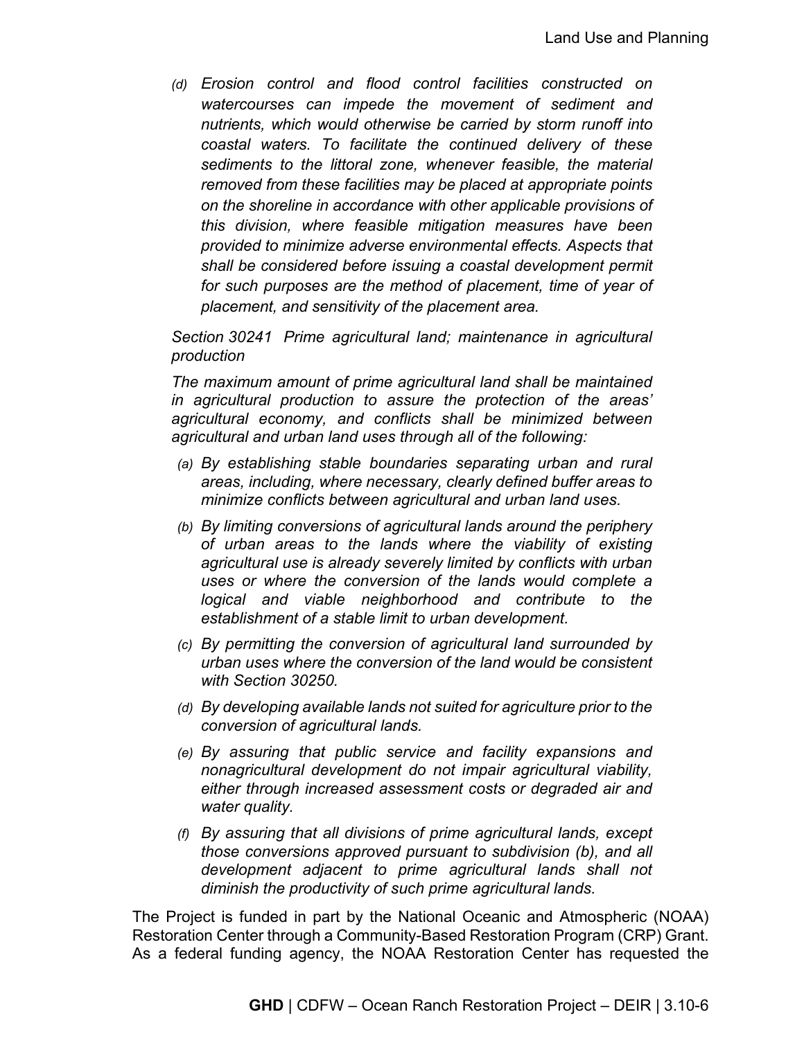*(d) Erosion control and flood control facilities constructed on watercourses can impede the movement of sediment and nutrients, which would otherwise be carried by storm runoff into coastal waters. To facilitate the continued delivery of these sediments to the littoral zone, whenever feasible, the material removed from these facilities may be placed at appropriate points on the shoreline in accordance with other applicable provisions of this division, where feasible mitigation measures have been provided to minimize adverse environmental effects. Aspects that shall be considered before issuing a coastal development permit for such purposes are the method of placement, time of year of placement, and sensitivity of the placement area.*

*Section 30241 Prime agricultural land; maintenance in agricultural production*

*The maximum amount of prime agricultural land shall be maintained in agricultural production to assure the protection of the areas' agricultural economy, and conflicts shall be minimized between agricultural and urban land uses through all of the following:*

*(a) By establishing stable boundaries separating urban and rural areas, including, where necessary, clearly defined buffer areas to minimize conflicts between agricultural and urban land uses.*

*(b) By limiting conversions of agricultural lands around the periphery of urban areas to the lands where the viability of existing agricultural use is already severely limited by conflicts with urban uses or where the conversion of the lands would complete a logical and viable neighborhood and contribute to the establishment of a stable limit to urban development.*

*(c) By permitting the conversion of agricultural land surrounded by urban uses where the conversion of the land would be consistent with Section 30250.*

*(d) By developing available lands not suited for agriculture prior to the conversion of agricultural lands.*

*(e) By assuring that public service and facility expansions and nonagricultural development do not impair agricultural viability, either through increased assessment costs or degraded air and water quality.*

*(f) By assuring that all divisions of prime agricultural lands, except those conversions approved pursuant to subdivision (b), and all development adjacent to prime agricultural lands shall not diminish the productivity of such prime agricultural lands.*

The Project is funded in part by the National Oceanic and Atmospheric (NOAA) Restoration Center through a Community-Based Restoration Program (CRP) Grant. As a federal funding agency, the NOAA Restoration Center has requested the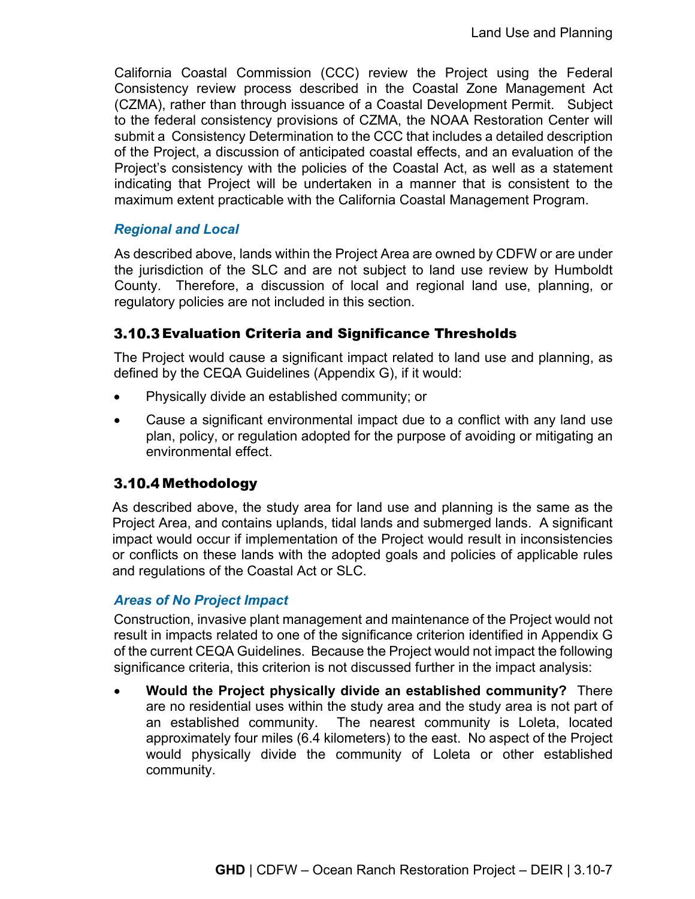California Coastal Commission (CCC) review the Project using the Federal Consistency review process described in the Coastal Zone Management Act (CZMA), rather than through issuance of a Coastal Development Permit. Subject to the federal consistency provisions of CZMA, the NOAA Restoration Center will submit a Consistency Determination to the CCC that includes a detailed description of the Project, a discussion of anticipated coastal effects, and an evaluation of the Project's consistency with the policies of the Coastal Act, as well as a statement indicating that Project will be undertaken in a manner that is consistent to the maximum extent practicable with the California Coastal Management Program.

#### *Regional and Local*

As described above, lands within the Project Area are owned by CDFW or are under the jurisdiction of the SLC and are not subject to land use review by Humboldt County. Therefore, a discussion of local and regional land use, planning, or regulatory policies are not included in this section.

### 3.10.3 Evaluation Criteria and Significance Thresholds

The Project would cause a significant impact related to land use and planning, as defined by the CEQA Guidelines (Appendix G), if it would:

- Physically divide an established community; or
- Cause a significant environmental impact due to a conflict with any land use plan, policy, or regulation adopted for the purpose of avoiding or mitigating an environmental effect.

### 3.10.4 Methodology

As described above, the study area for land use and planning is the same as the Project Area, and contains uplands, tidal lands and submerged lands. A significant impact would occur if implementation of the Project would result in inconsistencies or conflicts on these lands with the adopted goals and policies of applicable rules and regulations of the Coastal Act or SLC.

#### *Areas of No Project Impact*

Construction, invasive plant management and maintenance of the Project would not result in impacts related to one of the significance criterion identified in Appendix G of the current CEQA Guidelines. Because the Project would not impact the following significance criteria, this criterion is not discussed further in the impact analysis:

- **Would the Project physically divide an established community?** There are no residential uses within the study area and the study area is not part of an established community. The nearest community is Loleta, located approximately four miles (6.4 kilometers) to the east. No aspect of the Project would physically divide the community of Loleta or other established community.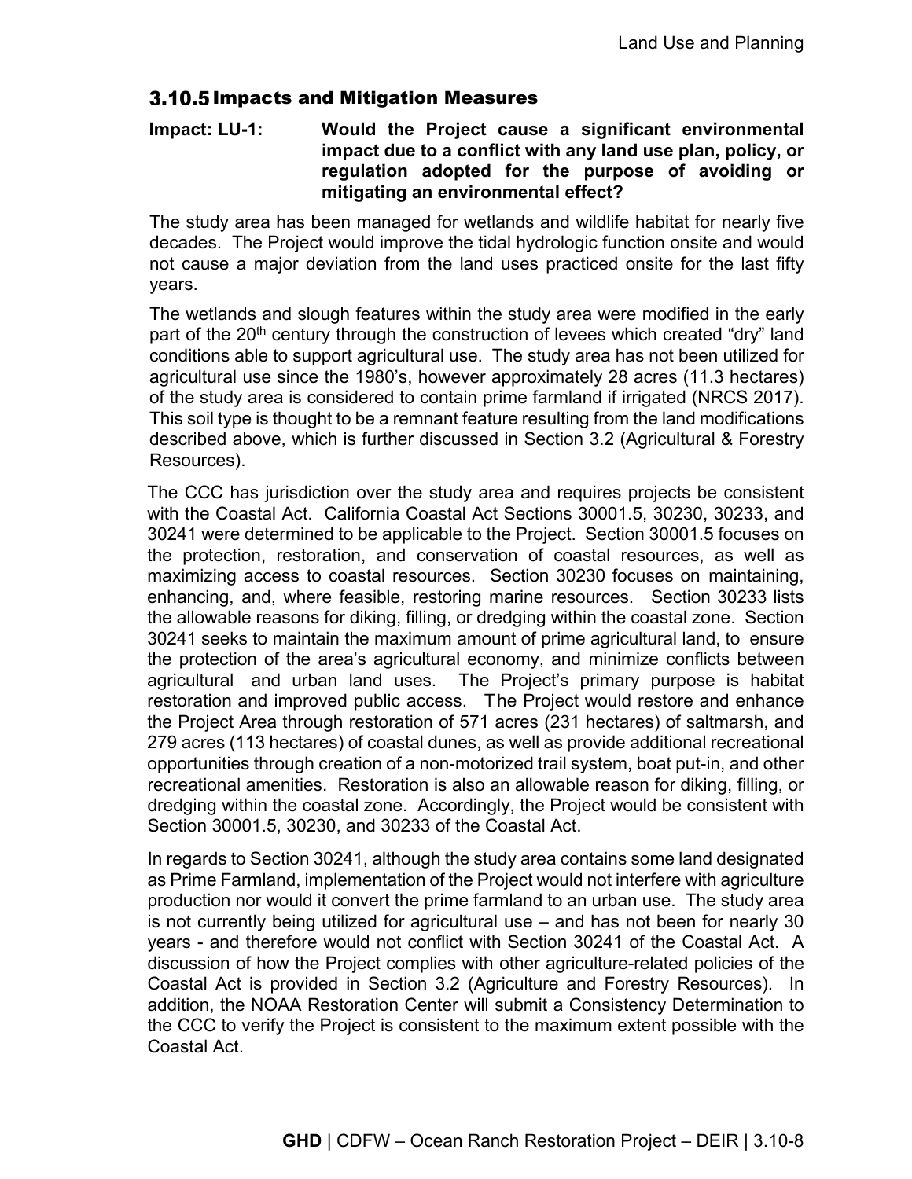### 3.10.5 Impacts and Mitigation Measures

**Impact: LU-1: Would the Project cause a significant environmental impact due to a conflict with any land use plan, policy, or regulation adopted for the purpose of avoiding or mitigating an environmental effect?**

The study area has been managed for wetlands and wildlife habitat for nearly five decades. The Project would improve the tidal hydrologic function onsite and would not cause a major deviation from the land uses practiced onsite for the last fifty years.

The wetlands and slough features within the study area were modified in the early part of the 20th century through the construction of levees which created "dry" land conditions able to support agricultural use. The study area has not been utilized for agricultural use since the 1980's, however approximately 28 acres (11.3 hectares) of the study area is considered to contain prime farmland if irrigated (NRCS 2017). This soil type is thought to be a remnant feature resulting from the land modifications described above, which is further discussed in Section 3.2 (Agricultural & Forestry Resources).

The CCC has jurisdiction over the study area and requires projects be consistent with the Coastal Act. California Coastal Act Sections 30001.5, 30230, 30233, and 30241 were determined to be applicable to the Project. Section 30001.5 focuses on the protection, restoration, and conservation of coastal resources, as well as maximizing access to coastal resources. Section 30230 focuses on maintaining, enhancing, and, where feasible, restoring marine resources. Section 30233 lists the allowable reasons for diking, filling, or dredging within the coastal zone. Section 30241 seeks to maintain the maximum amount of prime agricultural land, to ensure the protection of the area's agricultural economy, and minimize conflicts between agricultural and urban land uses. The Project's primary purpose is habitat restoration and improved public access. The Project would restore and enhance the Project Area through restoration of 571 acres (231 hectares) of saltmarsh, and 279 acres (113 hectares) of coastal dunes, as well as provide additional recreational opportunities through creation of a non-motorized trail system, boat put-in, and other recreational amenities. Restoration is also an allowable reason for diking, filling, or dredging within the coastal zone. Accordingly, the Project would be consistent with Section 30001.5, 30230, and 30233 of the Coastal Act.

In regards to Section 30241, although the study area contains some land designated as Prime Farmland, implementation of the Project would not interfere with agriculture production nor would it convert the prime farmland to an urban use. The study area is not currently being utilized for agricultural use – and has not been for nearly 30 years - and therefore would not conflict with Section 30241 of the Coastal Act. A discussion of how the Project complies with other agriculture-related policies of the Coastal Act is provided in Section 3.2 (Agriculture and Forestry Resources). In addition, the NOAA Restoration Center will submit a Consistency Determination to the CCC to verify the Project is consistent to the maximum extent possible with the Coastal Act.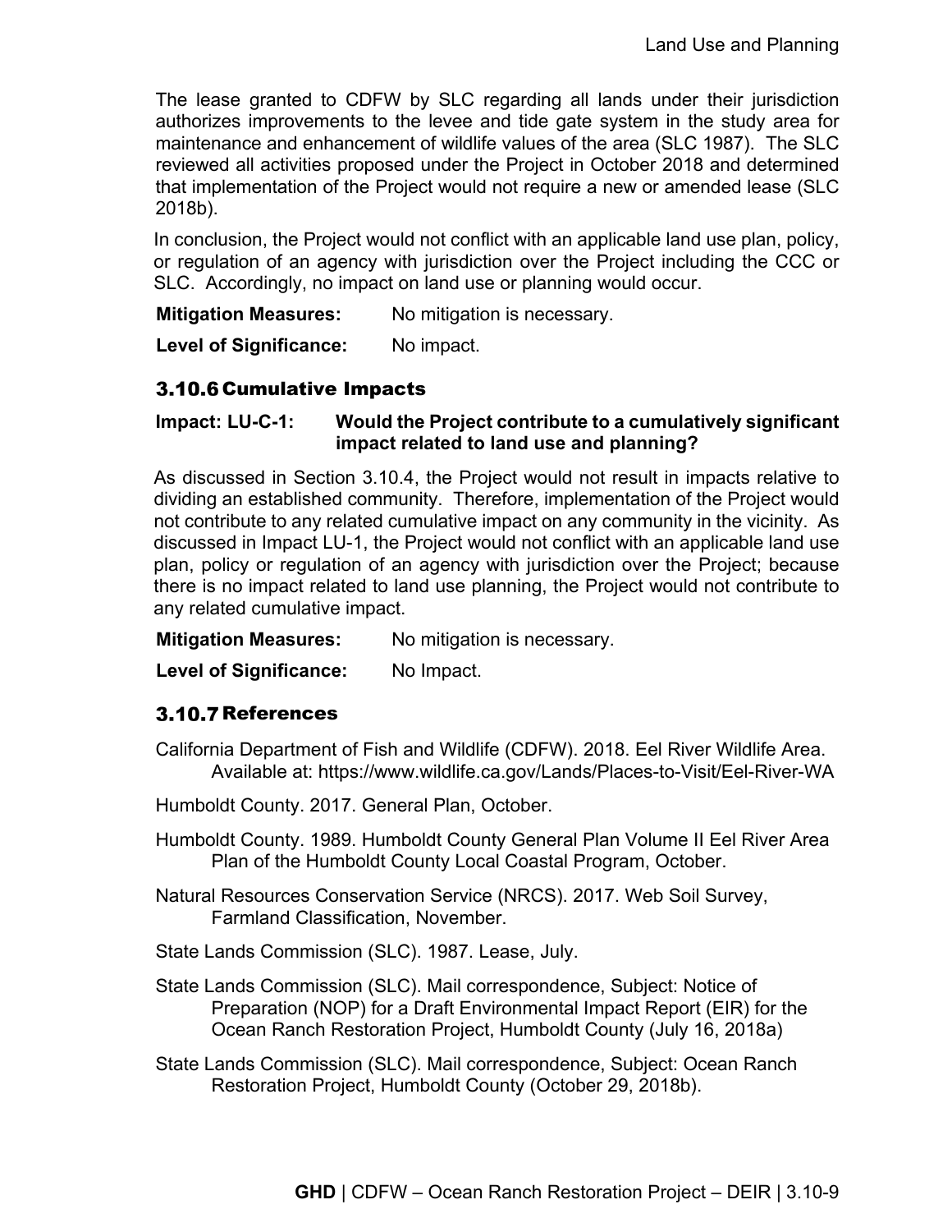The lease granted to CDFW by SLC regarding all lands under their jurisdiction authorizes improvements to the levee and tide gate system in the study area for maintenance and enhancement of wildlife values of the area (SLC 1987). The SLC reviewed all activities proposed under the Project in October 2018 and determined that implementation of the Project would not require a new or amended lease (SLC 2018b).

In conclusion, the Project would not conflict with an applicable land use plan, policy, or regulation of an agency with jurisdiction over the Project including the CCC or SLC. Accordingly, no impact on land use or planning would occur.

**Mitigation Measures:** No mitigation is necessary.

**Level of Significance:** No impact.

### 3.10.6 Cumulative Impacts

**Impact: LU-C-1: Would the Project contribute to a cumulatively significant impact related to land use and planning?**

As discussed in Section 3.10.4, the Project would not result in impacts relative to dividing an established community. Therefore, implementation of the Project would not contribute to any related cumulative impact on any community in the vicinity. As discussed in Impact LU-1, the Project would not conflict with an applicable land use plan, policy or regulation of an agency with jurisdiction over the Project; because there is no impact related to land use planning, the Project would not contribute to any related cumulative impact.

**Mitigation Measures:** No mitigation is necessary.

**Level of Significance:** No Impact.

### 3.10.7 References

California Department of Fish and Wildlife (CDFW). 2018. Eel River Wildlife Area. Available at: https://www.wildlife.ca.gov/Lands/Places-to-Visit/Eel-River-WA

Humboldt County. 2017. General Plan, October.

Humboldt County. 1989. Humboldt County General Plan Volume II Eel River Area Plan of the Humboldt County Local Coastal Program, October.

Natural Resources Conservation Service (NRCS). 2017. Web Soil Survey, Farmland Classification, November.

State Lands Commission (SLC). 1987. Lease, July.

State Lands Commission (SLC). Mail correspondence, Subject: Notice of Preparation (NOP) for a Draft Environmental Impact Report (EIR) for the Ocean Ranch Restoration Project, Humboldt County (July 16, 2018a)

State Lands Commission (SLC). Mail correspondence, Subject: Ocean Ranch Restoration Project, Humboldt County (October 29, 2018b).